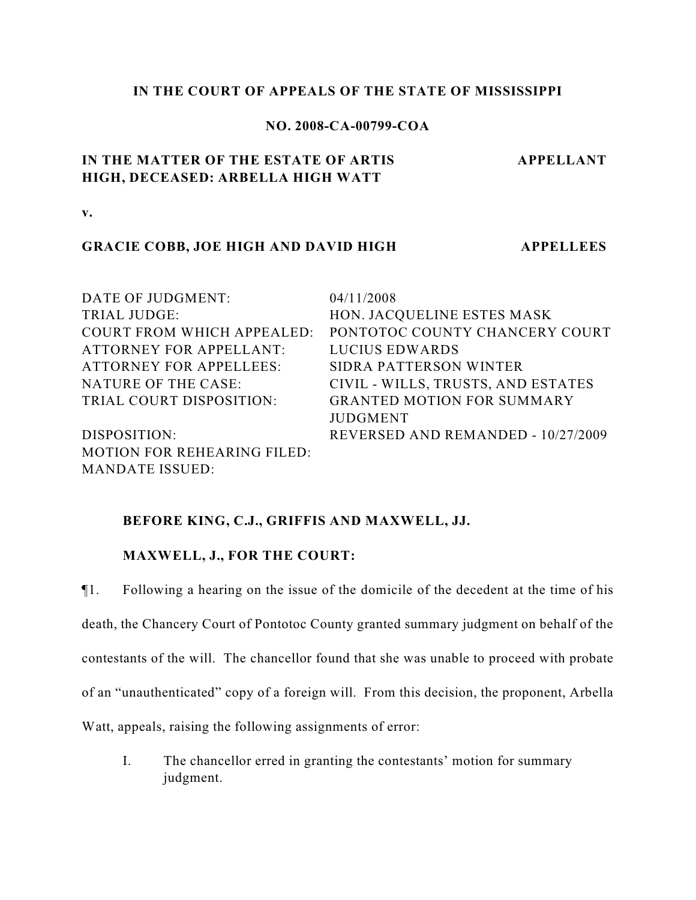**IN THE COURT OF APPEALS OF THE STATE OF MISSISSIPPI**

**NO. 2008-CA-00799-COA**

| | |
|---|---|
| **IN THE MATTER OF THE ESTATE OF ARTIS HIGH, DECEASED: ARBELLA HIGH WATT** | **APPELLANT** |

**v.**

| | |
|---|---|
| **GRACIE COBB, JOE HIGH AND DAVID HIGH** | **APPELLEES** |

| | |
|---|---|
| DATE OF JUDGMENT: | 04/11/2008 |
| TRIAL JUDGE: | HON. JACQUELINE ESTES MASK |
| COURT FROM WHICH APPEALED: | PONTOTOC COUNTY CHANCERY COURT |
| ATTORNEY FOR APPELLANT: | LUCIUS EDWARDS |
| ATTORNEY FOR APPELLEES: | SIDRA PATTERSON WINTER |
| NATURE OF THE CASE: | CIVIL - WILLS, TRUSTS, AND ESTATES |
| TRIAL COURT DISPOSITION: | GRANTED MOTION FOR SUMMARY JUDGMENT |
| DISPOSITION: | REVERSED AND REMANDED - 10/27/2009 |
| MOTION FOR REHEARING FILED: | |
| MANDATE ISSUED: | |

**BEFORE KING, C.J., GRIFFIS AND MAXWELL, JJ.**

**MAXWELL, J., FOR THE COURT:**

¶1. Following a hearing on the issue of the domicile of the decedent at the time of his death, the Chancery Court of Pontotoc County granted summary judgment on behalf of the contestants of the will. The chancellor found that she was unable to proceed with probate of an "unauthenticated" copy of a foreign will. From this decision, the proponent, Arbella Watt, appeals, raising the following assignments of error:

I. The chancellor erred in granting the contestants' motion for summary judgment.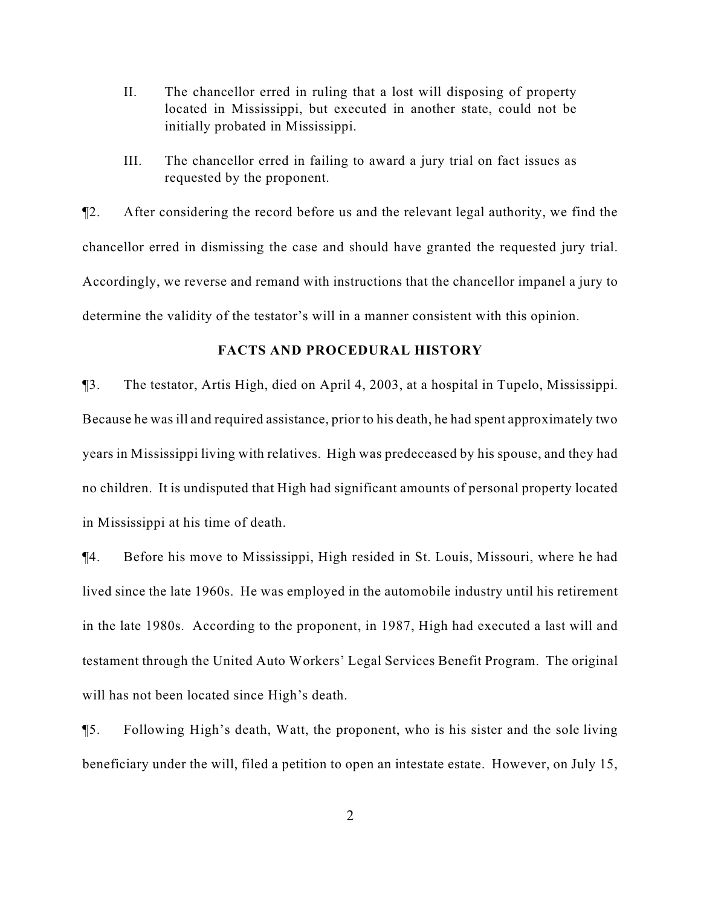II. The chancellor erred in ruling that a lost will disposing of property located in Mississippi, but executed in another state, could not be initially probated in Mississippi.

III. The chancellor erred in failing to award a jury trial on fact issues as requested by the proponent.

¶2. After considering the record before us and the relevant legal authority, we find the chancellor erred in dismissing the case and should have granted the requested jury trial. Accordingly, we reverse and remand with instructions that the chancellor impanel a jury to determine the validity of the testator's will in a manner consistent with this opinion.

## FACTS AND PROCEDURAL HISTORY

¶3. The testator, Artis High, died on April 4, 2003, at a hospital in Tupelo, Mississippi. Because he was ill and required assistance, prior to his death, he had spent approximately two years in Mississippi living with relatives. High was predeceased by his spouse, and they had no children. It is undisputed that High had significant amounts of personal property located in Mississippi at his time of death.

¶4. Before his move to Mississippi, High resided in St. Louis, Missouri, where he had lived since the late 1960s. He was employed in the automobile industry until his retirement in the late 1980s. According to the proponent, in 1987, High had executed a last will and testament through the United Auto Workers' Legal Services Benefit Program. The original will has not been located since High's death.

¶5. Following High's death, Watt, the proponent, who is his sister and the sole living beneficiary under the will, filed a petition to open an intestate estate. However, on July 15,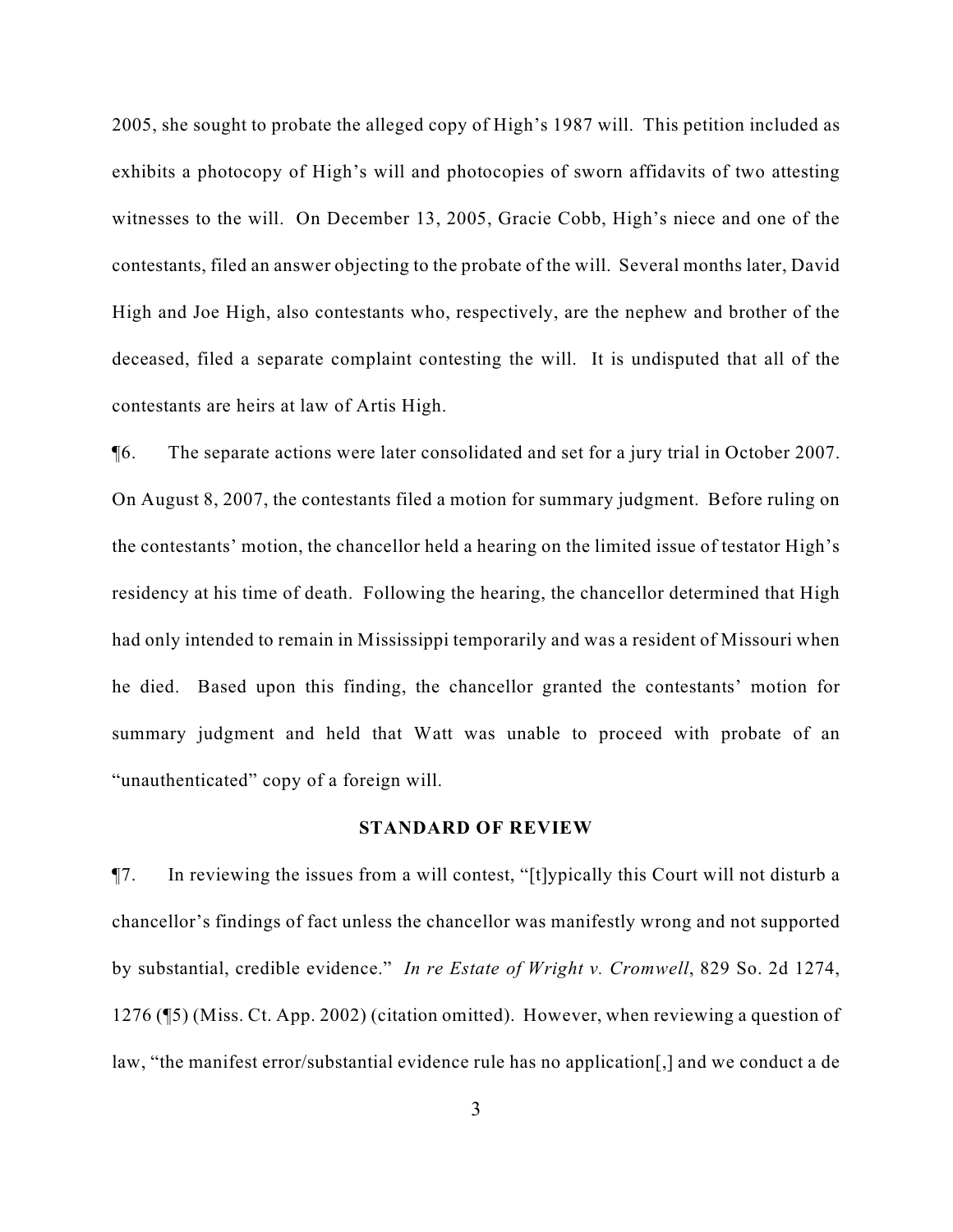2005, she sought to probate the alleged copy of High's 1987 will. This petition included as exhibits a photocopy of High's will and photocopies of sworn affidavits of two attesting witnesses to the will. On December 13, 2005, Gracie Cobb, High's niece and one of the contestants, filed an answer objecting to the probate of the will. Several months later, David High and Joe High, also contestants who, respectively, are the nephew and brother of the deceased, filed a separate complaint contesting the will. It is undisputed that all of the contestants are heirs at law of Artis High.

¶6. The separate actions were later consolidated and set for a jury trial in October 2007. On August 8, 2007, the contestants filed a motion for summary judgment. Before ruling on the contestants' motion, the chancellor held a hearing on the limited issue of testator High's residency at his time of death. Following the hearing, the chancellor determined that High had only intended to remain in Mississippi temporarily and was a resident of Missouri when he died. Based upon this finding, the chancellor granted the contestants' motion for summary judgment and held that Watt was unable to proceed with probate of an "unauthenticated" copy of a foreign will.

## STANDARD OF REVIEW

¶7. In reviewing the issues from a will contest, "[t]ypically this Court will not disturb a chancellor's findings of fact unless the chancellor was manifestly wrong and not supported by substantial, credible evidence." *In re Estate of Wright v. Cromwell*, 829 So. 2d 1274, 1276 (¶5) (Miss. Ct. App. 2002) (citation omitted). However, when reviewing a question of law, "the manifest error/substantial evidence rule has no application[,] and we conduct a de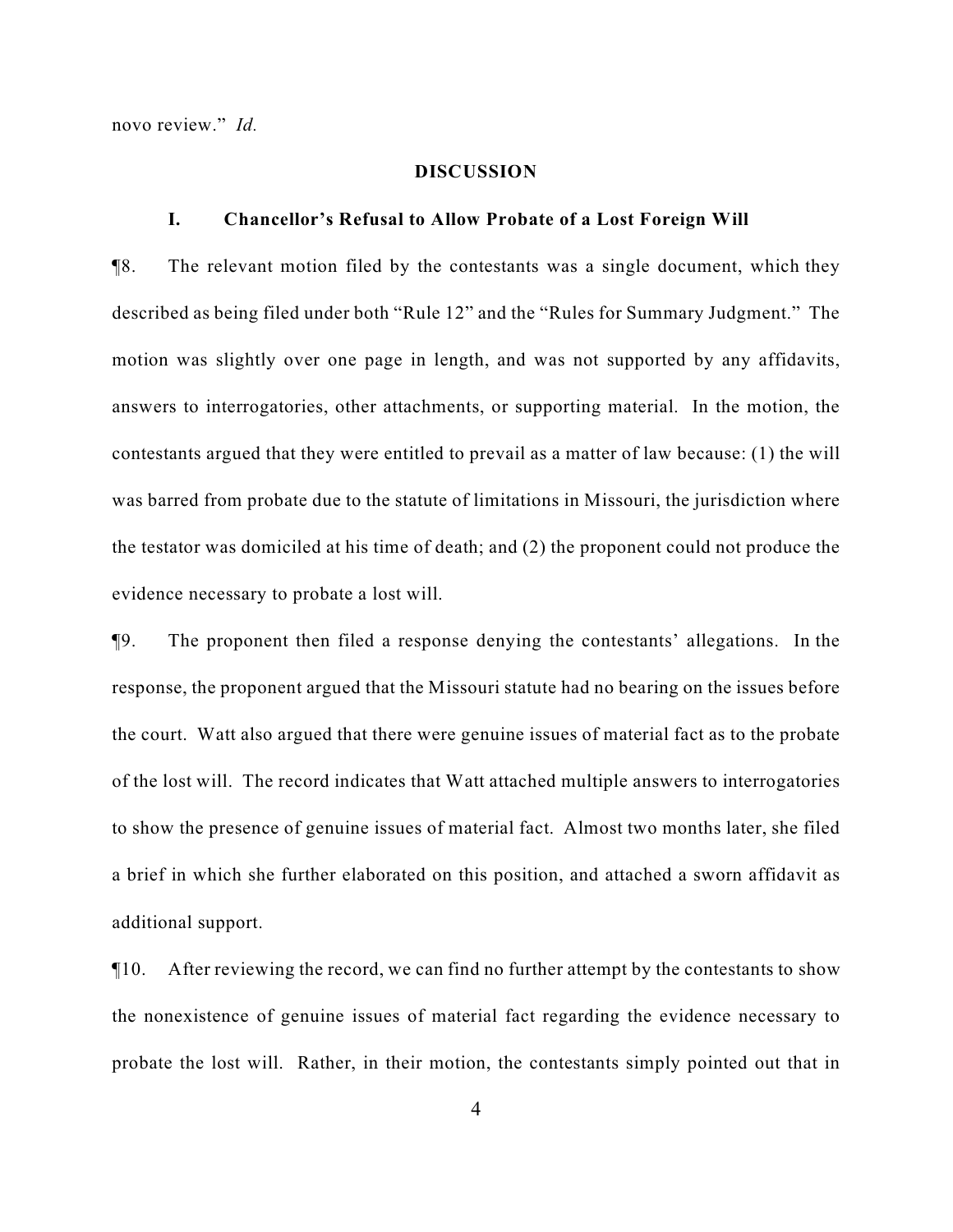novo review." *Id.*

## DISCUSSION

### I. Chancellor's Refusal to Allow Probate of a Lost Foreign Will

¶8. The relevant motion filed by the contestants was a single document, which they described as being filed under both "Rule 12" and the "Rules for Summary Judgment." The motion was slightly over one page in length, and was not supported by any affidavits, answers to interrogatories, other attachments, or supporting material. In the motion, the contestants argued that they were entitled to prevail as a matter of law because: (1) the will was barred from probate due to the statute of limitations in Missouri, the jurisdiction where the testator was domiciled at his time of death; and (2) the proponent could not produce the evidence necessary to probate a lost will.

¶9. The proponent then filed a response denying the contestants' allegations. In the response, the proponent argued that the Missouri statute had no bearing on the issues before the court. Watt also argued that there were genuine issues of material fact as to the probate of the lost will. The record indicates that Watt attached multiple answers to interrogatories to show the presence of genuine issues of material fact. Almost two months later, she filed a brief in which she further elaborated on this position, and attached a sworn affidavit as additional support.

¶10. After reviewing the record, we can find no further attempt by the contestants to show the nonexistence of genuine issues of material fact regarding the evidence necessary to probate the lost will. Rather, in their motion, the contestants simply pointed out that in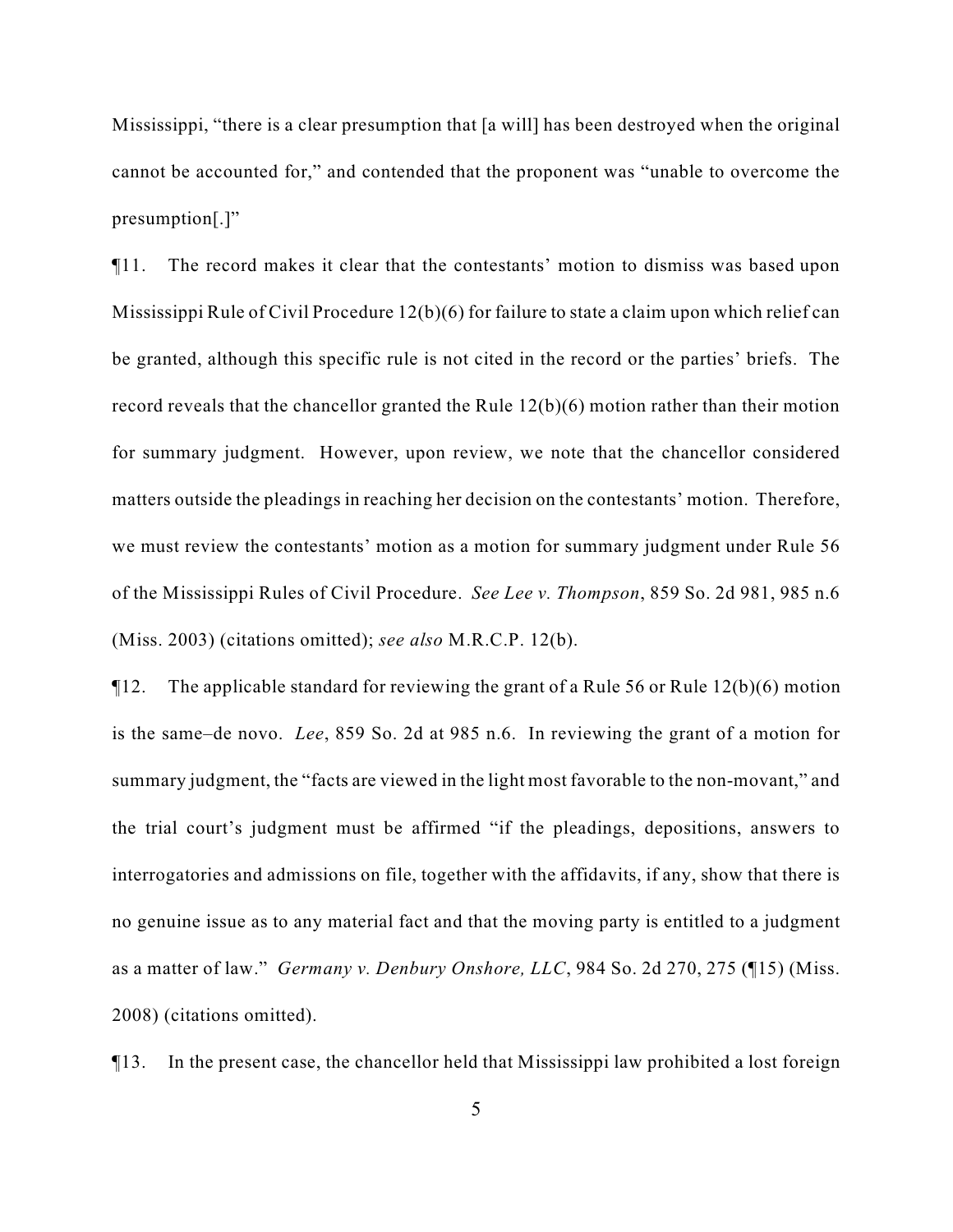Mississippi, "there is a clear presumption that [a will] has been destroyed when the original cannot be accounted for," and contended that the proponent was "unable to overcome the presumption[.]"

¶11. The record makes it clear that the contestants' motion to dismiss was based upon Mississippi Rule of Civil Procedure 12(b)(6) for failure to state a claim upon which relief can be granted, although this specific rule is not cited in the record or the parties' briefs. The record reveals that the chancellor granted the Rule 12(b)(6) motion rather than their motion for summary judgment. However, upon review, we note that the chancellor considered matters outside the pleadings in reaching her decision on the contestants' motion. Therefore, we must review the contestants' motion as a motion for summary judgment under Rule 56 of the Mississippi Rules of Civil Procedure. *See Lee v. Thompson*, 859 So. 2d 981, 985 n.6 (Miss. 2003) (citations omitted); *see also* M.R.C.P. 12(b).

¶12. The applicable standard for reviewing the grant of a Rule 56 or Rule 12(b)(6) motion is the same–de novo. *Lee*, 859 So. 2d at 985 n.6. In reviewing the grant of a motion for summary judgment, the "facts are viewed in the light most favorable to the non-movant," and the trial court's judgment must be affirmed "if the pleadings, depositions, answers to interrogatories and admissions on file, together with the affidavits, if any, show that there is no genuine issue as to any material fact and that the moving party is entitled to a judgment as a matter of law." *Germany v. Denbury Onshore, LLC*, 984 So. 2d 270, 275 (¶15) (Miss. 2008) (citations omitted).

¶13. In the present case, the chancellor held that Mississippi law prohibited a lost foreign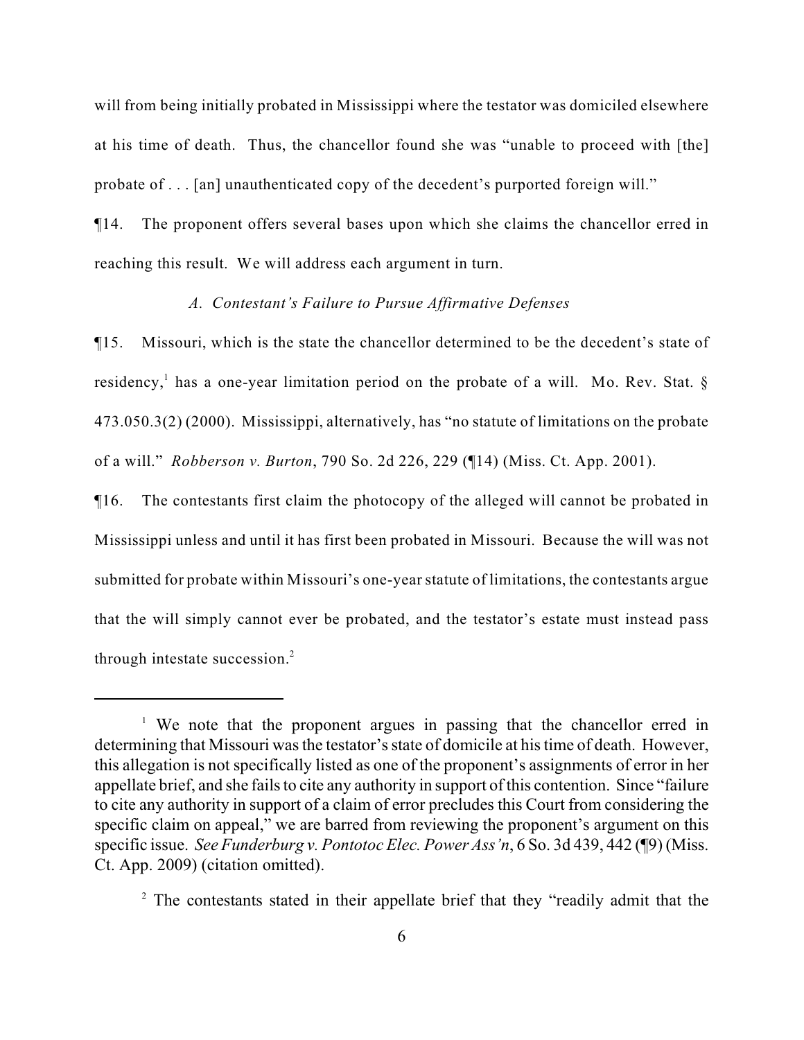will from being initially probated in Mississippi where the testator was domiciled elsewhere at his time of death. Thus, the chancellor found she was "unable to proceed with [the] probate of . . . [an] unauthenticated copy of the decedent's purported foreign will."

¶14. The proponent offers several bases upon which she claims the chancellor erred in reaching this result. We will address each argument in turn.

*A. Contestant's Failure to Pursue Affirmative Defenses*

¶15. Missouri, which is the state the chancellor determined to be the decedent's state of residency,[1] has a one-year limitation period on the probate of a will. Mo. Rev. Stat. § 473.050.3(2) (2000). Mississippi, alternatively, has "no statute of limitations on the probate of a will." *Robberson v. Burton*, 790 So. 2d 226, 229 (¶14) (Miss. Ct. App. 2001).

¶16. The contestants first claim the photocopy of the alleged will cannot be probated in Mississippi unless and until it has first been probated in Missouri. Because the will was not submitted for probate within Missouri's one-year statute of limitations, the contestants argue that the will simply cannot ever be probated, and the testator's estate must instead pass through intestate succession.[2]

---

[1] We note that the proponent argues in passing that the chancellor erred in determining that Missouri was the testator's state of domicile at his time of death. However, this allegation is not specifically listed as one of the proponent's assignments of error in her appellate brief, and she fails to cite any authority in support of this contention. Since "failure to cite any authority in support of a claim of error precludes this Court from considering the specific claim on appeal," we are barred from reviewing the proponent's argument on this specific issue. *See Funderburg v. Pontotoc Elec. Power Ass'n*, 6 So. 3d 439, 442 (¶9) (Miss. Ct. App. 2009) (citation omitted).

[2] The contestants stated in their appellate brief that they "readily admit that the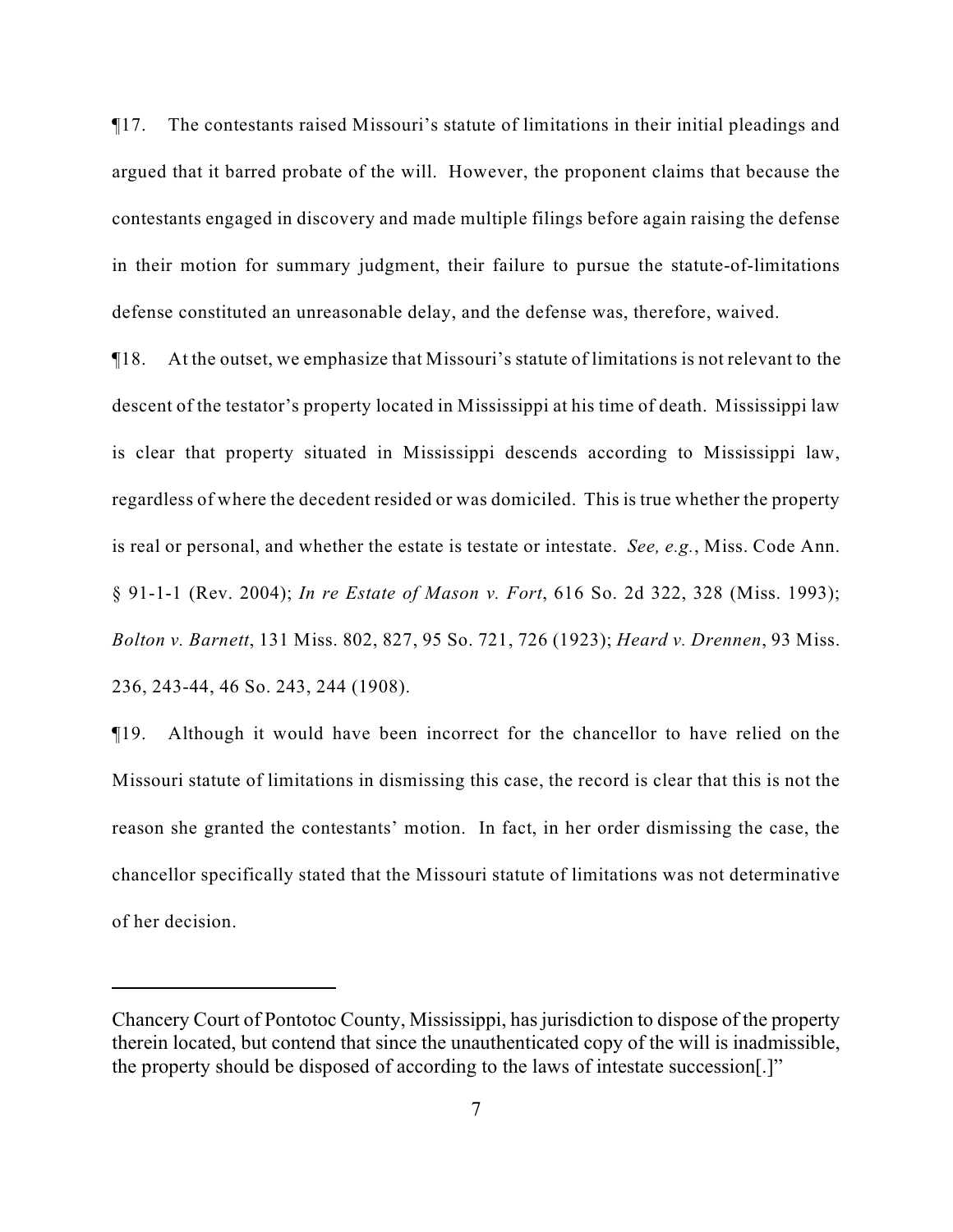¶17. The contestants raised Missouri's statute of limitations in their initial pleadings and argued that it barred probate of the will. However, the proponent claims that because the contestants engaged in discovery and made multiple filings before again raising the defense in their motion for summary judgment, their failure to pursue the statute-of-limitations defense constituted an unreasonable delay, and the defense was, therefore, waived.

¶18. At the outset, we emphasize that Missouri's statute of limitations is not relevant to the descent of the testator's property located in Mississippi at his time of death. Mississippi law is clear that property situated in Mississippi descends according to Mississippi law, regardless of where the decedent resided or was domiciled. This is true whether the property is real or personal, and whether the estate is testate or intestate. *See, e.g.*, Miss. Code Ann. § 91-1-1 (Rev. 2004); *In re Estate of Mason v. Fort*, 616 So. 2d 322, 328 (Miss. 1993); *Bolton v. Barnett*, 131 Miss. 802, 827, 95 So. 721, 726 (1923); *Heard v. Drennen*, 93 Miss. 236, 243-44, 46 So. 243, 244 (1908).

¶19. Although it would have been incorrect for the chancellor to have relied on the Missouri statute of limitations in dismissing this case, the record is clear that this is not the reason she granted the contestants' motion. In fact, in her order dismissing the case, the chancellor specifically stated that the Missouri statute of limitations was not determinative of her decision.

---

Chancery Court of Pontotoc County, Mississippi, has jurisdiction to dispose of the property therein located, but contend that since the unauthenticated copy of the will is inadmissible, the property should be disposed of according to the laws of intestate succession[.]"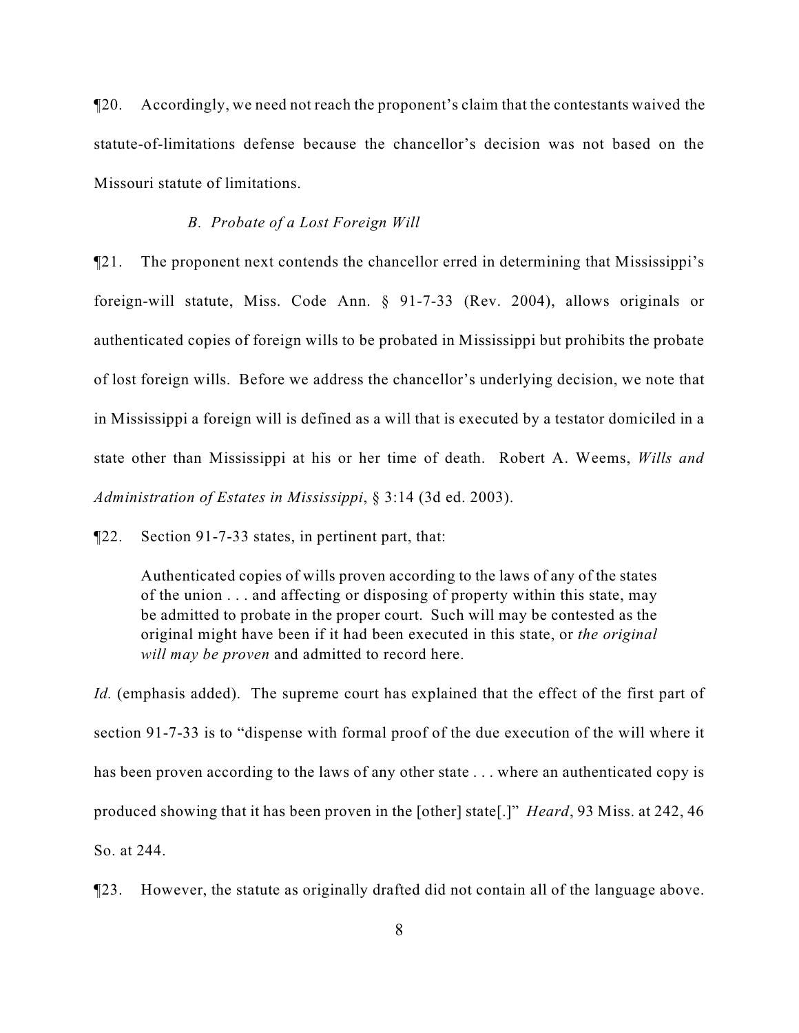¶20. Accordingly, we need not reach the proponent's claim that the contestants waived the statute-of-limitations defense because the chancellor's decision was not based on the Missouri statute of limitations.

### *B. Probate of a Lost Foreign Will*

¶21. The proponent next contends the chancellor erred in determining that Mississippi's foreign-will statute, Miss. Code Ann. § 91-7-33 (Rev. 2004), allows originals or authenticated copies of foreign wills to be probated in Mississippi but prohibits the probate of lost foreign wills. Before we address the chancellor's underlying decision, we note that in Mississippi a foreign will is defined as a will that is executed by a testator domiciled in a state other than Mississippi at his or her time of death. Robert A. Weems, *Wills and Administration of Estates in Mississippi*, § 3:14 (3d ed. 2003).

¶22. Section 91-7-33 states, in pertinent part, that:

> Authenticated copies of wills proven according to the laws of any of the states of the union . . . and affecting or disposing of property within this state, may be admitted to probate in the proper court. Such will may be contested as the original might have been if it had been executed in this state, or *the original will may be proven* and admitted to record here.

*Id.* (emphasis added). The supreme court has explained that the effect of the first part of section 91-7-33 is to "dispense with formal proof of the due execution of the will where it has been proven according to the laws of any other state . . . where an authenticated copy is produced showing that it has been proven in the [other] state[.]" *Heard*, 93 Miss. at 242, 46 So. at 244.

¶23. However, the statute as originally drafted did not contain all of the language above.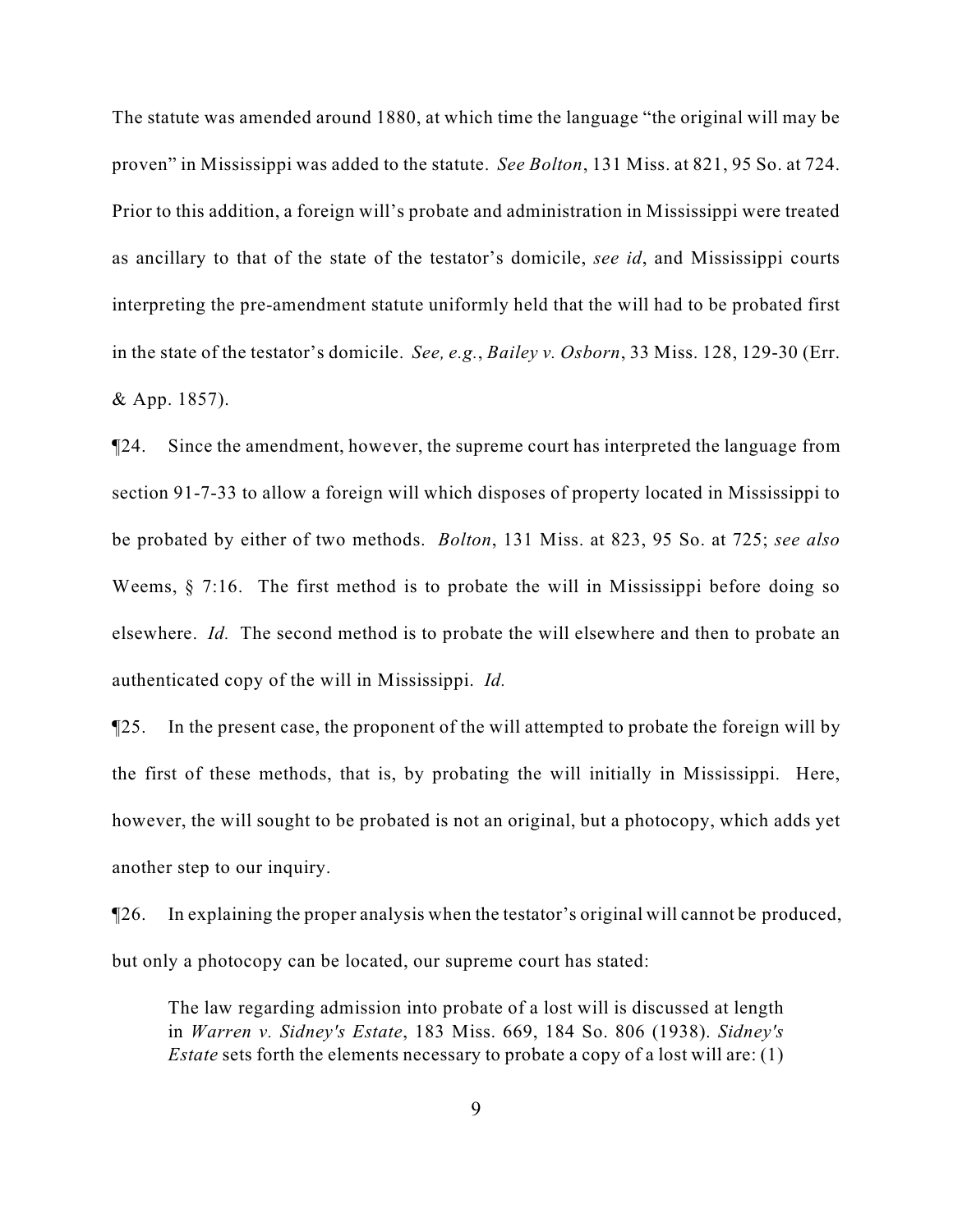The statute was amended around 1880, at which time the language "the original will may be proven" in Mississippi was added to the statute. *See Bolton*, 131 Miss. at 821, 95 So. at 724. Prior to this addition, a foreign will's probate and administration in Mississippi were treated as ancillary to that of the state of the testator's domicile, *see id*, and Mississippi courts interpreting the pre-amendment statute uniformly held that the will had to be probated first in the state of the testator's domicile. *See, e.g.*, *Bailey v. Osborn*, 33 Miss. 128, 129-30 (Err. & App. 1857).

¶24. Since the amendment, however, the supreme court has interpreted the language from section 91-7-33 to allow a foreign will which disposes of property located in Mississippi to be probated by either of two methods. *Bolton*, 131 Miss. at 823, 95 So. at 725; *see also* Weems, § 7:16. The first method is to probate the will in Mississippi before doing so elsewhere. *Id.* The second method is to probate the will elsewhere and then to probate an authenticated copy of the will in Mississippi. *Id.*

¶25. In the present case, the proponent of the will attempted to probate the foreign will by the first of these methods, that is, by probating the will initially in Mississippi. Here, however, the will sought to be probated is not an original, but a photocopy, which adds yet another step to our inquiry.

¶26. In explaining the proper analysis when the testator's original will cannot be produced, but only a photocopy can be located, our supreme court has stated:

> The law regarding admission into probate of a lost will is discussed at length in *Warren v. Sidney's Estate*, 183 Miss. 669, 184 So. 806 (1938). *Sidney's Estate* sets forth the elements necessary to probate a copy of a lost will are: (1)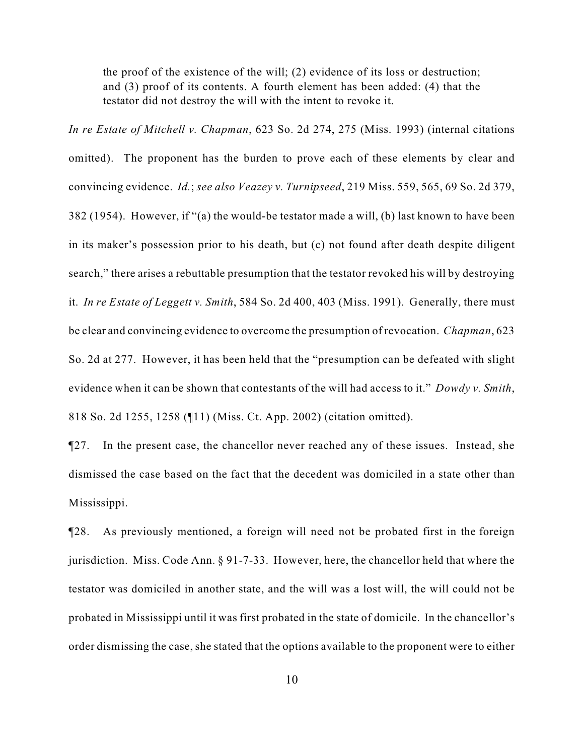> the proof of the existence of the will; (2) evidence of its loss or destruction; and (3) proof of its contents. A fourth element has been added: (4) that the testator did not destroy the will with the intent to revoke it.

*In re Estate of Mitchell v. Chapman*, 623 So. 2d 274, 275 (Miss. 1993) (internal citations omitted). The proponent has the burden to prove each of these elements by clear and convincing evidence. *Id.*; *see also Veazey v. Turnipseed*, 219 Miss. 559, 565, 69 So. 2d 379, 382 (1954). However, if "(a) the would-be testator made a will, (b) last known to have been in its maker's possession prior to his death, but (c) not found after death despite diligent search," there arises a rebuttable presumption that the testator revoked his will by destroying it. *In re Estate of Leggett v. Smith*, 584 So. 2d 400, 403 (Miss. 1991). Generally, there must be clear and convincing evidence to overcome the presumption of revocation. *Chapman*, 623 So. 2d at 277. However, it has been held that the "presumption can be defeated with slight evidence when it can be shown that contestants of the will had access to it." *Dowdy v. Smith*, 818 So. 2d 1255, 1258 (¶11) (Miss. Ct. App. 2002) (citation omitted).

¶27. In the present case, the chancellor never reached any of these issues. Instead, she dismissed the case based on the fact that the decedent was domiciled in a state other than Mississippi.

¶28. As previously mentioned, a foreign will need not be probated first in the foreign jurisdiction. Miss. Code Ann. § 91-7-33. However, here, the chancellor held that where the testator was domiciled in another state, and the will was a lost will, the will could not be probated in Mississippi until it was first probated in the state of domicile. In the chancellor's order dismissing the case, she stated that the options available to the proponent were to either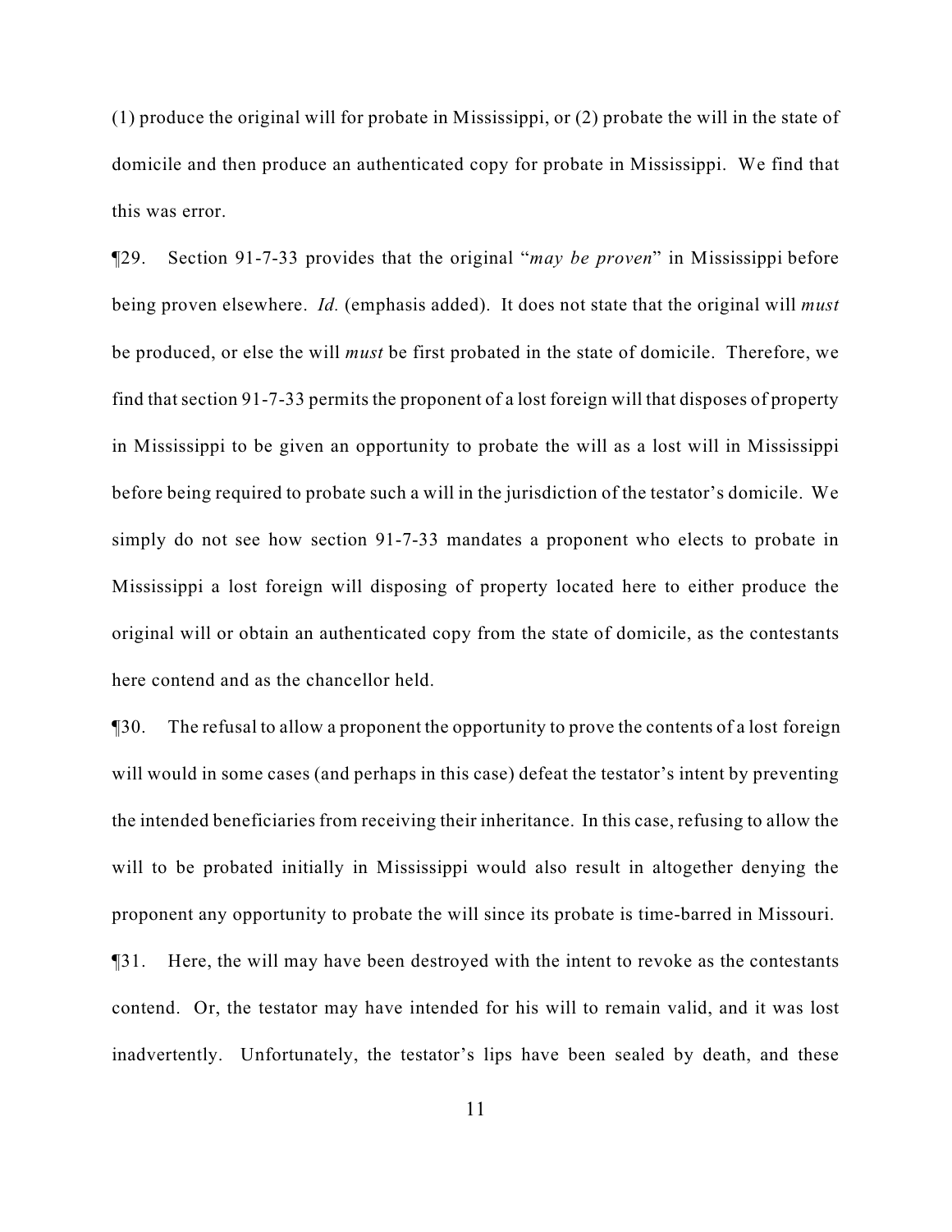(1) produce the original will for probate in Mississippi, or (2) probate the will in the state of domicile and then produce an authenticated copy for probate in Mississippi. We find that this was error.

¶29. Section 91-7-33 provides that the original "*may be proven*" in Mississippi before being proven elsewhere. *Id.* (emphasis added). It does not state that the original will *must* be produced, or else the will *must* be first probated in the state of domicile. Therefore, we find that section 91-7-33 permits the proponent of a lost foreign will that disposes of property in Mississippi to be given an opportunity to probate the will as a lost will in Mississippi before being required to probate such a will in the jurisdiction of the testator's domicile. We simply do not see how section 91-7-33 mandates a proponent who elects to probate in Mississippi a lost foreign will disposing of property located here to either produce the original will or obtain an authenticated copy from the state of domicile, as the contestants here contend and as the chancellor held.

¶30. The refusal to allow a proponent the opportunity to prove the contents of a lost foreign will would in some cases (and perhaps in this case) defeat the testator's intent by preventing the intended beneficiaries from receiving their inheritance. In this case, refusing to allow the will to be probated initially in Mississippi would also result in altogether denying the proponent any opportunity to probate the will since its probate is time-barred in Missouri.

¶31. Here, the will may have been destroyed with the intent to revoke as the contestants contend. Or, the testator may have intended for his will to remain valid, and it was lost inadvertently. Unfortunately, the testator's lips have been sealed by death, and these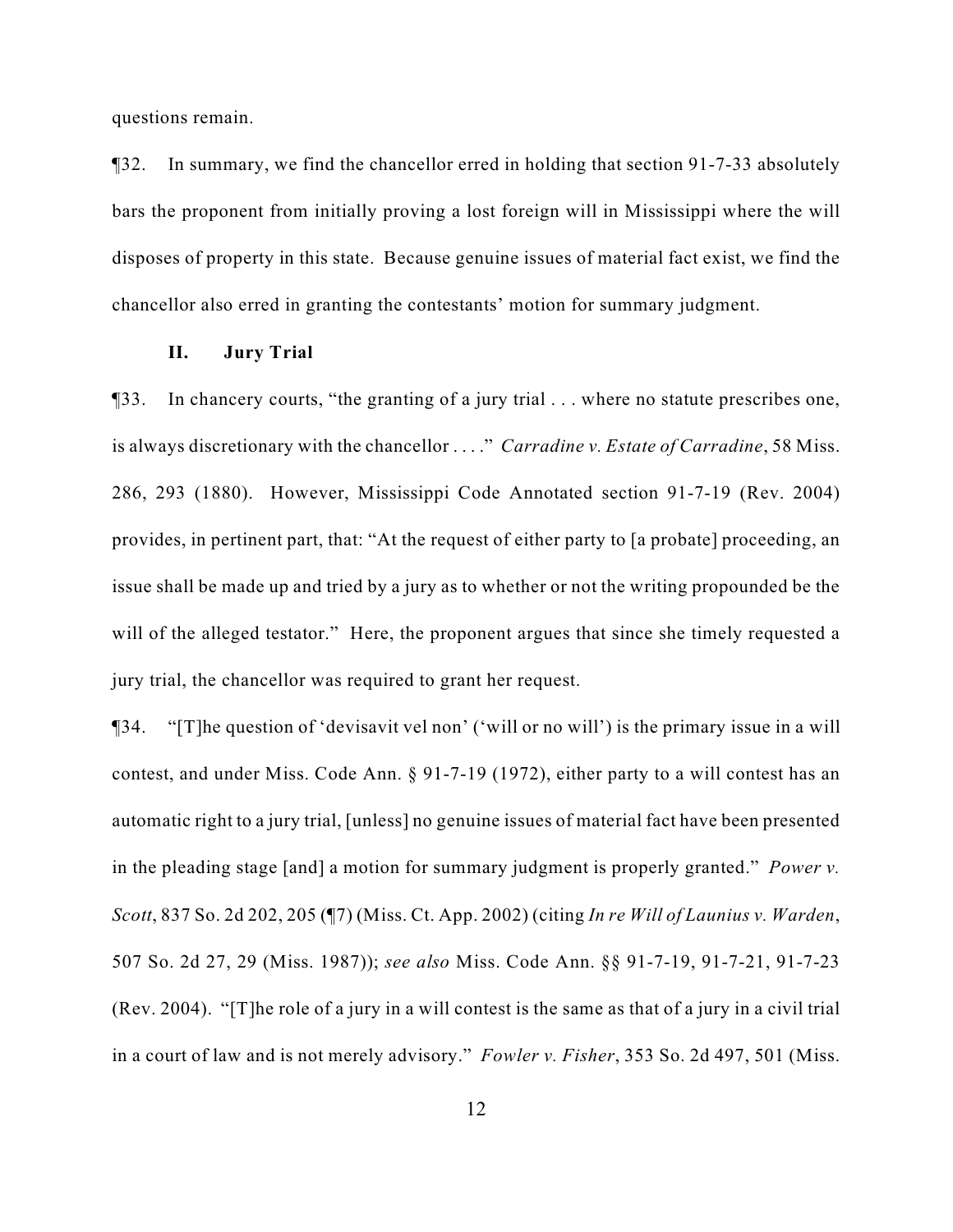questions remain.

¶32. In summary, we find the chancellor erred in holding that section 91-7-33 absolutely bars the proponent from initially proving a lost foreign will in Mississippi where the will disposes of property in this state. Because genuine issues of material fact exist, we find the chancellor also erred in granting the contestants' motion for summary judgment.

### II. Jury Trial

¶33. In chancery courts, "the granting of a jury trial . . . where no statute prescribes one, is always discretionary with the chancellor . . . ." *Carradine v. Estate of Carradine*, 58 Miss. 286, 293 (1880). However, Mississippi Code Annotated section 91-7-19 (Rev. 2004) provides, in pertinent part, that: "At the request of either party to [a probate] proceeding, an issue shall be made up and tried by a jury as to whether or not the writing propounded be the will of the alleged testator." Here, the proponent argues that since she timely requested a jury trial, the chancellor was required to grant her request.

¶34. "[T]he question of 'devisavit vel non' ('will or no will') is the primary issue in a will contest, and under Miss. Code Ann. § 91-7-19 (1972), either party to a will contest has an automatic right to a jury trial, [unless] no genuine issues of material fact have been presented in the pleading stage [and] a motion for summary judgment is properly granted." *Power v. Scott*, 837 So. 2d 202, 205 (¶7) (Miss. Ct. App. 2002) (citing *In re Will of Launius v. Warden*, 507 So. 2d 27, 29 (Miss. 1987)); *see also* Miss. Code Ann. §§ 91-7-19, 91-7-21, 91-7-23 (Rev. 2004). "[T]he role of a jury in a will contest is the same as that of a jury in a civil trial in a court of law and is not merely advisory." *Fowler v. Fisher*, 353 So. 2d 497, 501 (Miss.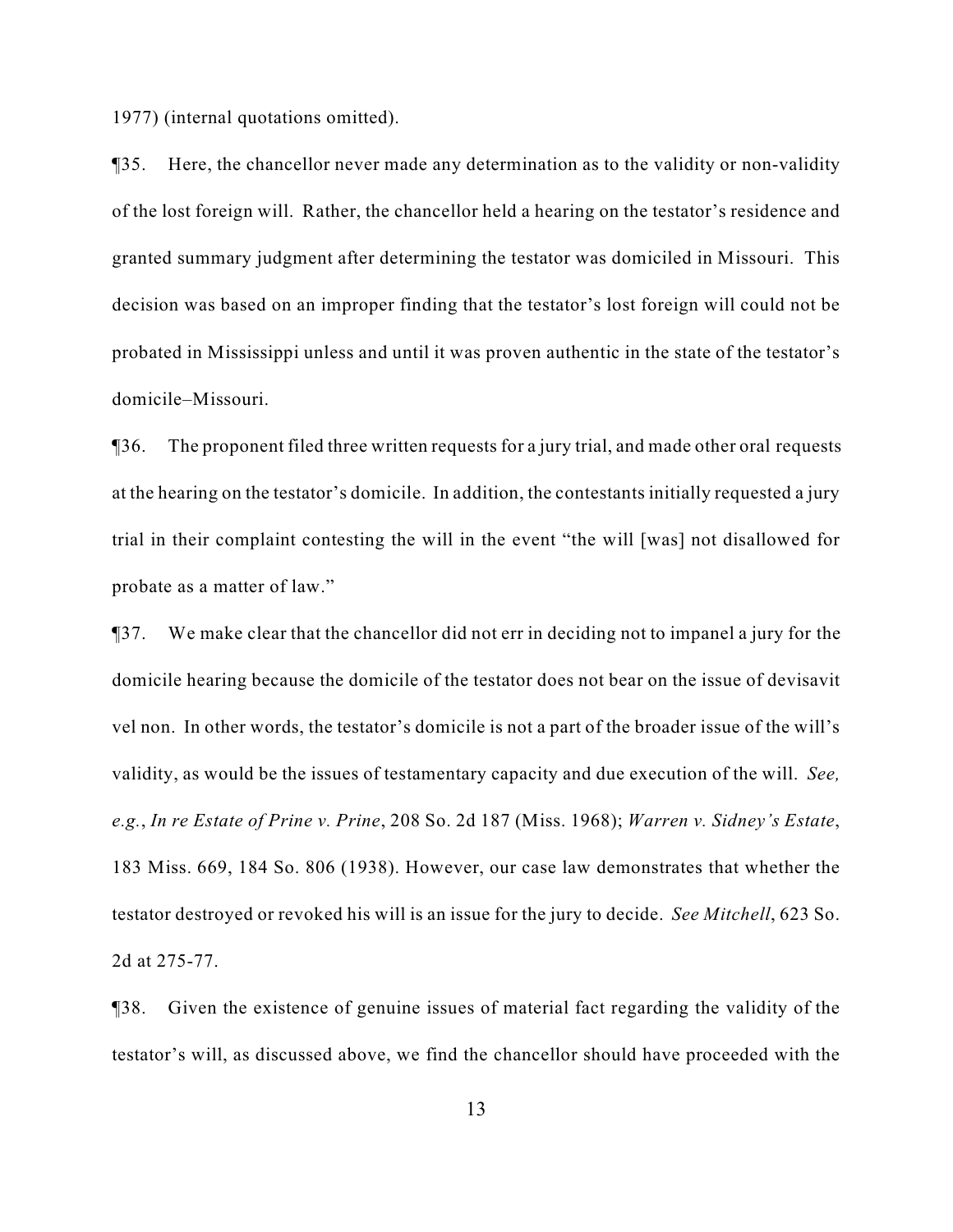1977) (internal quotations omitted).

¶35. Here, the chancellor never made any determination as to the validity or non-validity of the lost foreign will. Rather, the chancellor held a hearing on the testator's residence and granted summary judgment after determining the testator was domiciled in Missouri. This decision was based on an improper finding that the testator's lost foreign will could not be probated in Mississippi unless and until it was proven authentic in the state of the testator's domicile–Missouri.

¶36. The proponent filed three written requests for a jury trial, and made other oral requests at the hearing on the testator's domicile. In addition, the contestants initially requested a jury trial in their complaint contesting the will in the event "the will [was] not disallowed for probate as a matter of law."

¶37. We make clear that the chancellor did not err in deciding not to impanel a jury for the domicile hearing because the domicile of the testator does not bear on the issue of devisavit vel non. In other words, the testator's domicile is not a part of the broader issue of the will's validity, as would be the issues of testamentary capacity and due execution of the will. *See, e.g.*, *In re Estate of Prine v. Prine*, 208 So. 2d 187 (Miss. 1968); *Warren v. Sidney's Estate*, 183 Miss. 669, 184 So. 806 (1938). However, our case law demonstrates that whether the testator destroyed or revoked his will is an issue for the jury to decide. *See Mitchell*, 623 So. 2d at 275-77.

¶38. Given the existence of genuine issues of material fact regarding the validity of the testator's will, as discussed above, we find the chancellor should have proceeded with the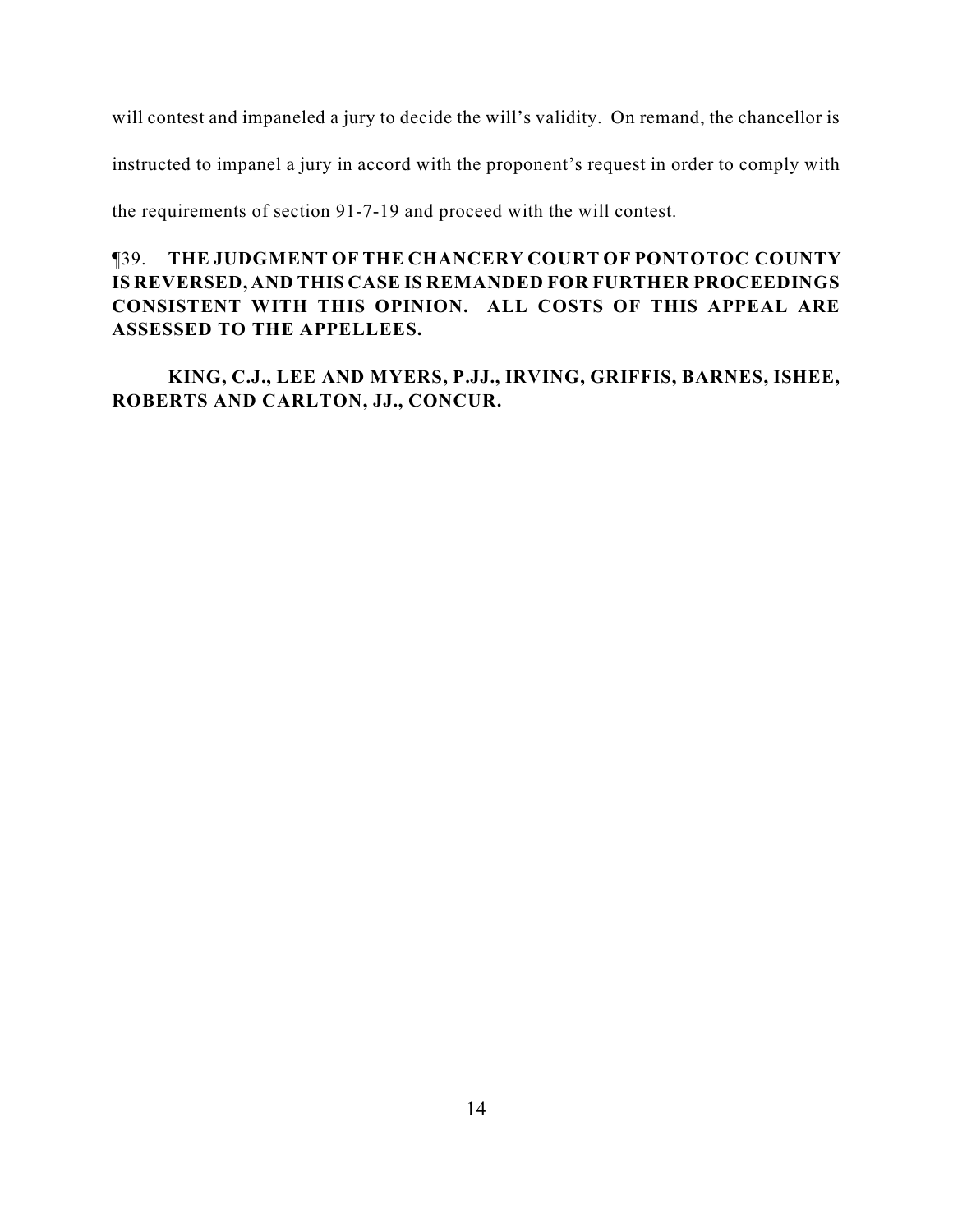will contest and impaneled a jury to decide the will's validity. On remand, the chancellor is instructed to impanel a jury in accord with the proponent's request in order to comply with the requirements of section 91-7-19 and proceed with the will contest.

¶39. **THE JUDGMENT OF THE CHANCERY COURT OF PONTOTOC COUNTY IS REVERSED, AND THIS CASE IS REMANDED FOR FURTHER PROCEEDINGS CONSISTENT WITH THIS OPINION. ALL COSTS OF THIS APPEAL ARE ASSESSED TO THE APPELLEES.**

**KING, C.J., LEE AND MYERS, P.JJ., IRVING, GRIFFIS, BARNES, ISHEE, ROBERTS AND CARLTON, JJ., CONCUR.**